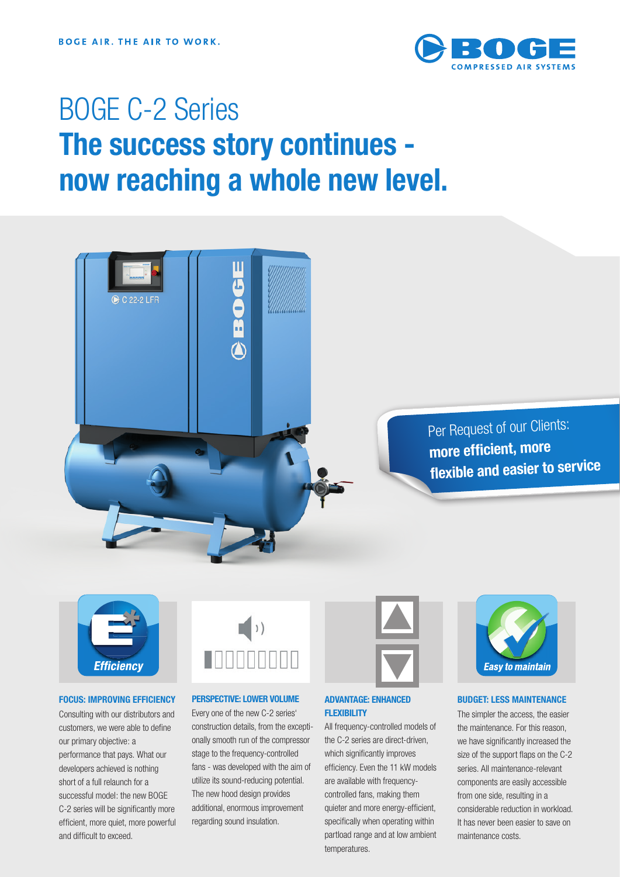BOGE AIR. THE AIR TO WORK.

# BOGE C-2 Series

# The success story continues - now reaching a whole new level.

Per Request of our Clients: **more efficient, more flexible and easier to service**

### FOCUS: IMPROVING EFFICIENCY

Consulting with our distributors and customers, we were able to define our primary objective: a performance that pays. What our developers achieved is nothing short of a full relaunch for a successful model: the new BOGE C-2 series will be significantly more efficient, more quiet, more powerful and difficult to exceed.

### PERSPECTIVE: LOWER VOLUME

Every one of the new C-2 series' construction details, from the exceptionally smooth run of the compressor stage to the frequency-controlled fans - was developed with the aim of utilize its sound-reducing potential. The new hood design provides additional, enormous improvement regarding sound insulation.

### ADVANTAGE: ENHANCED FLEXIBILITY

All frequency-controlled models of the C-2 series are direct-driven, which significantly improves efficiency. Even the 11 kW models are available with frequency-controlled fans, making them quieter and more energy-efficient, specifically when operating within partload range and at low ambient temperatures.

### BUDGET: LESS MAINTENANCE

The simpler the access, the easier the maintenance. For this reason, we have significantly increased the size of the support flaps on the C-2 series. All maintenance-relevant components are easily accessible from one side, resulting in a considerable reduction in workload. It has never been easier to save on maintenance costs.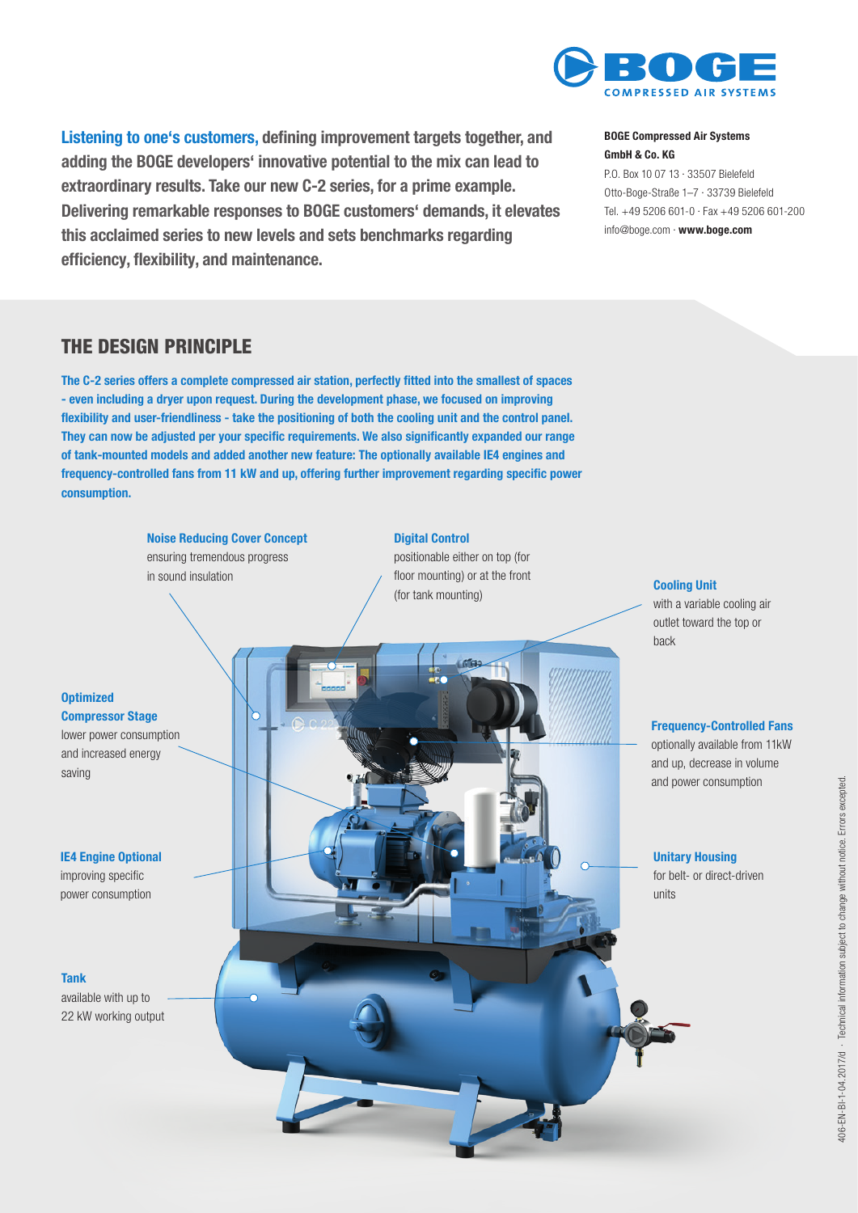BOGE COMPRESSED AIR SYSTEMS

**Listening to one's customers, defining improvement targets together, and adding the BOGE developers' innovative potential to the mix can lead to extraordinary results. Take our new C-2 series, for a prime example. Delivering remarkable responses to BOGE customers' demands, it elevates this acclaimed series to new levels and sets benchmarks regarding efficiency, flexibility, and maintenance.**

**BOGE Compressed Air Systems GmbH & Co. KG**
P.O. Box 10 07 13 · 33507 Bielefeld
Otto-Boge-Straße 1–7 · 33739 Bielefeld
Tel. +49 5206 601-0 · Fax +49 5206 601-200
info@boge.com · **www.boge.com**

## THE DESIGN PRINCIPLE

**The C-2 series offers a complete compressed air station, perfectly fitted into the smallest of spaces - even including a dryer upon request. During the development phase, we focused on improving flexibility and user-friendliness - take the positioning of both the cooling unit and the control panel. They can now be adjusted per your specific requirements. We also significantly expanded our range of tank-mounted models and added another new feature: The optionally available IE4 engines and frequency-controlled fans from 11 kW and up, offering further improvement regarding specific power consumption.**

**Noise Reducing Cover Concept**
ensuring tremendous progress in sound insulation

**Digital Control**
positionable either on top (for floor mounting) or at the front (for tank mounting)

**Cooling Unit**
with a variable cooling air outlet toward the top or back

**Optimized Compressor Stage**
lower power consumption and increased energy saving

**Frequency-Controlled Fans**
optionally available from 11kW and up, decrease in volume and power consumption

**IE4 Engine Optional**
improving specific power consumption

**Unitary Housing**
for belt- or direct-driven units

**Tank**
available with up to 22 kW working output

406-EN-BI-1-04.2017/d · Technical information subject to change without notice. Errors excepted.